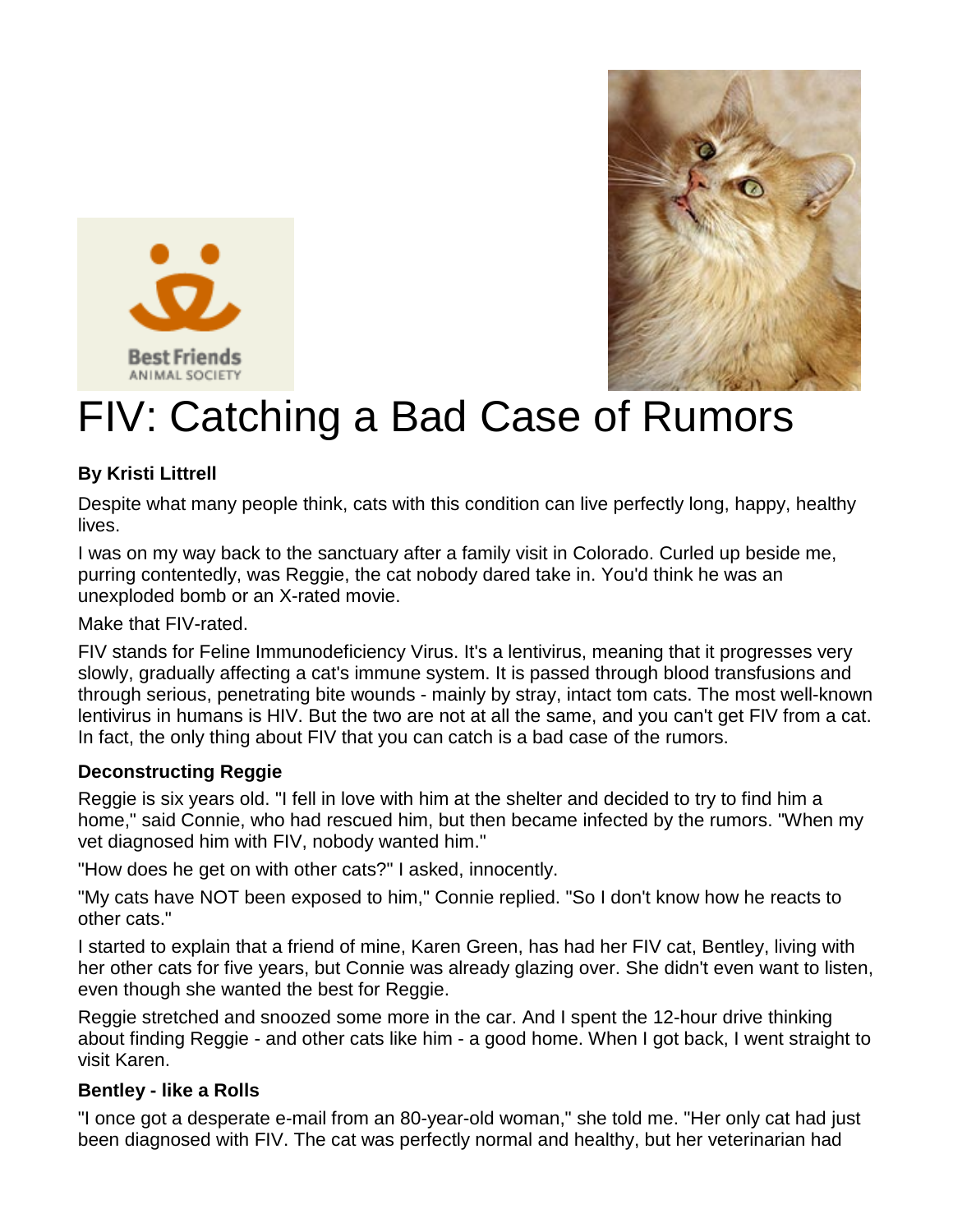# FIV: Catching a Bad Case of Rumors

**By Kristi Littrell**

Despite what many people think, cats with this condition can live perfectly long, happy, healthy lives.

I was on my way back to the sanctuary after a family visit in Colorado. Curled up beside me, purring contentedly, was Reggie, the cat nobody dared take in. You'd think he was an unexploded bomb or an X-rated movie.

Make that FIV-rated.

FIV stands for Feline Immunodeficiency Virus. It's a lentivirus, meaning that it progresses very slowly, gradually affecting a cat's immune system. It is passed through blood transfusions and through serious, penetrating bite wounds - mainly by stray, intact tom cats. The most well-known lentivirus in humans is HIV. But the two are not at all the same, and you can't get FIV from a cat. In fact, the only thing about FIV that you can catch is a bad case of the rumors.

### Deconstructing Reggie

Reggie is six years old. "I fell in love with him at the shelter and decided to try to find him a home," said Connie, who had rescued him, but then became infected by the rumors. "When my vet diagnosed him with FIV, nobody wanted him."

"How does he get on with other cats?" I asked, innocently.

"My cats have NOT been exposed to him," Connie replied. "So I don't know how he reacts to other cats."

I started to explain that a friend of mine, Karen Green, has had her FIV cat, Bentley, living with her other cats for five years, but Connie was already glazing over. She didn't even want to listen, even though she wanted the best for Reggie.

Reggie stretched and snoozed some more in the car. And I spent the 12-hour drive thinking about finding Reggie - and other cats like him - a good home. When I got back, I went straight to visit Karen.

### Bentley - like a Rolls

"I once got a desperate e-mail from an 80-year-old woman," she told me. "Her only cat had just been diagnosed with FIV. The cat was perfectly normal and healthy, but her veterinarian had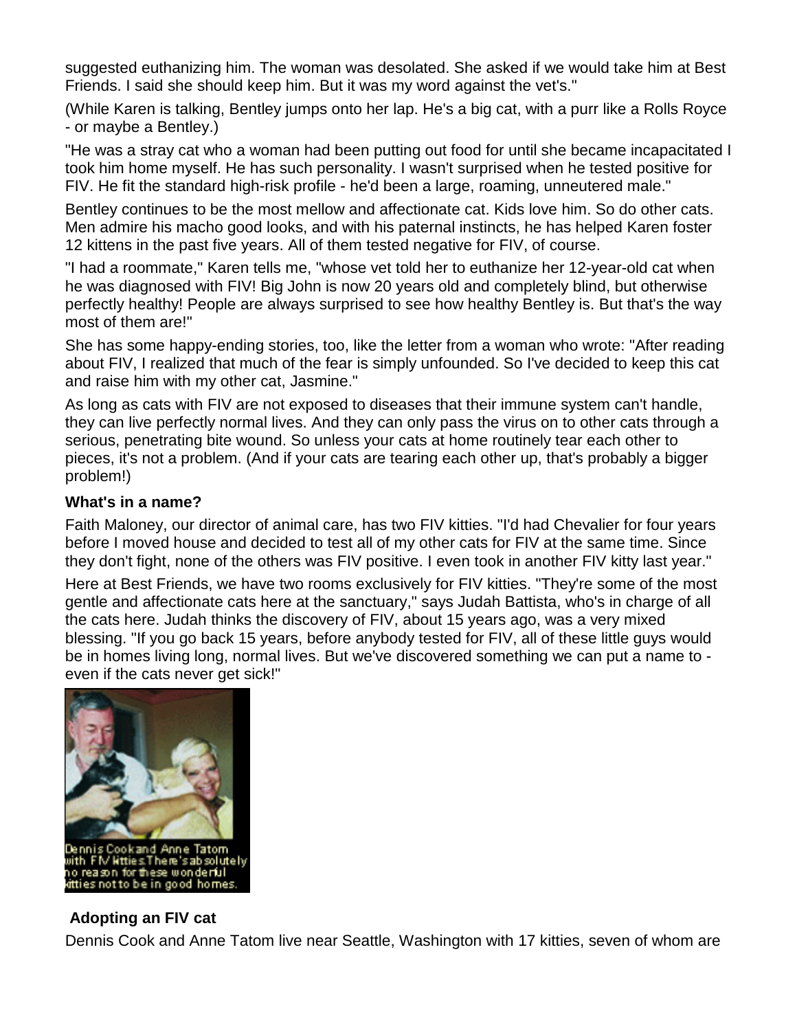suggested euthanizing him. The woman was desolated. She asked if we would take him at Best Friends. I said she should keep him. But it was my word against the vet's."

(While Karen is talking, Bentley jumps onto her lap. He's a big cat, with a purr like a Rolls Royce - or maybe a Bentley.)

"He was a stray cat who a woman had been putting out food for until she became incapacitated I took him home myself. He has such personality. I wasn't surprised when he tested positive for FIV. He fit the standard high-risk profile - he'd been a large, roaming, unneutered male."

Bentley continues to be the most mellow and affectionate cat. Kids love him. So do other cats. Men admire his macho good looks, and with his paternal instincts, he has helped Karen foster 12 kittens in the past five years. All of them tested negative for FIV, of course.

"I had a roommate," Karen tells me, "whose vet told her to euthanize her 12-year-old cat when he was diagnosed with FIV! Big John is now 20 years old and completely blind, but otherwise perfectly healthy! People are always surprised to see how healthy Bentley is. But that's the way most of them are!"

She has some happy-ending stories, too, like the letter from a woman who wrote: "After reading about FIV, I realized that much of the fear is simply unfounded. So I've decided to keep this cat and raise him with my other cat, Jasmine."

As long as cats with FIV are not exposed to diseases that their immune system can't handle, they can live perfectly normal lives. And they can only pass the virus on to other cats through a serious, penetrating bite wound. So unless your cats at home routinely tear each other to pieces, it's not a problem. (And if your cats are tearing each other up, that's probably a bigger problem!)

**What's in a name?**

Faith Maloney, our director of animal care, has two FIV kitties. "I'd had Chevalier for four years before I moved house and decided to test all of my other cats for FIV at the same time. Since they don't fight, none of the others was FIV positive. I even took in another FIV kitty last year."

Here at Best Friends, we have two rooms exclusively for FIV kitties. "They're some of the most gentle and affectionate cats here at the sanctuary," says Judah Battista, who's in charge of all the cats here. Judah thinks the discovery of FIV, about 15 years ago, was a very mixed blessing. "If you go back 15 years, before anybody tested for FIV, all of these little guys would be in homes living long, normal lives. But we've discovered something we can put a name to - even if the cats never get sick!"

Dennis Cook and Anne Tatom with FIV kitties. There's absolutely no reason for these wonderful kitties not to be in good homes.

**Adopting an FIV cat**

Dennis Cook and Anne Tatom live near Seattle, Washington with 17 kitties, seven of whom are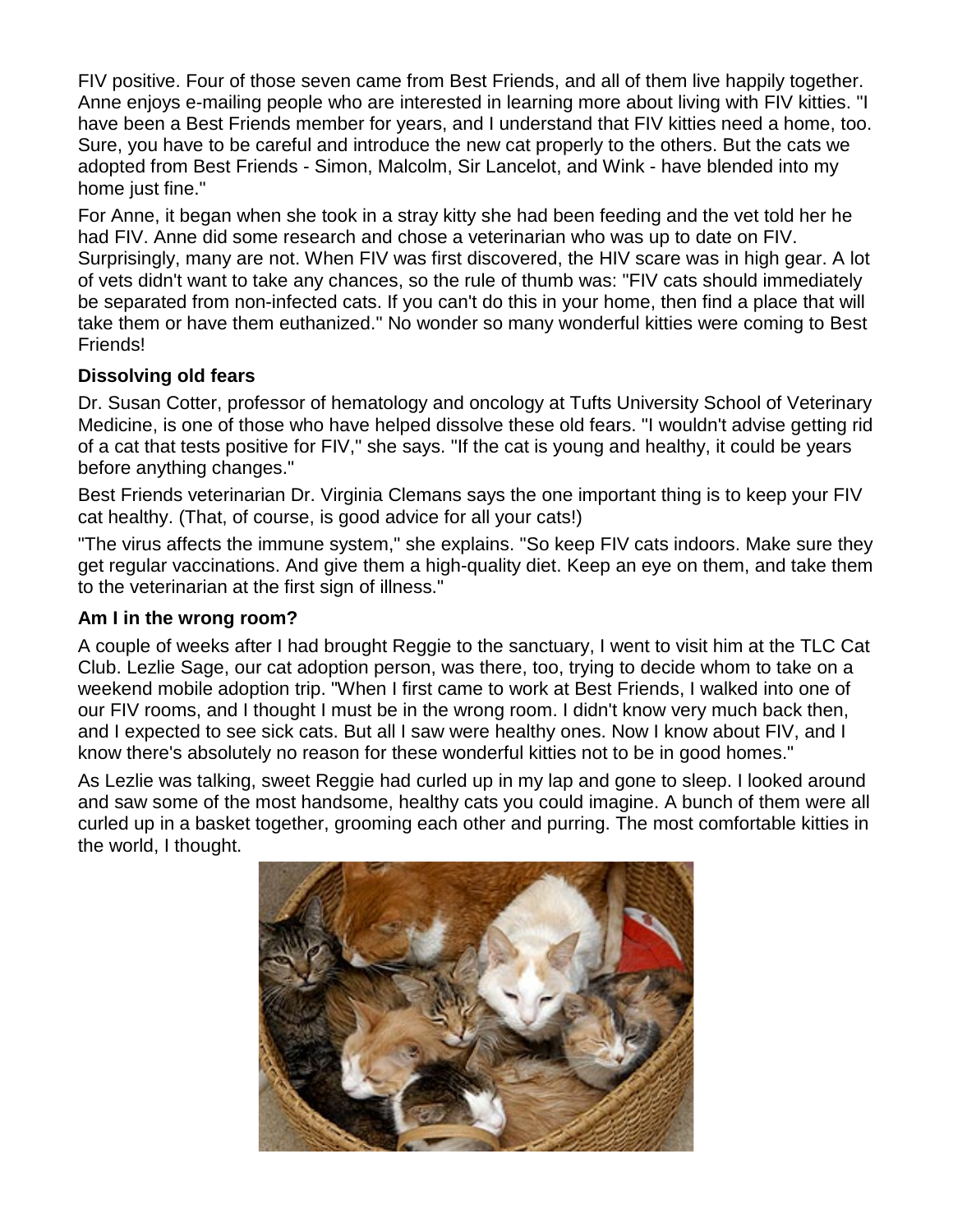FIV positive. Four of those seven came from Best Friends, and all of them live happily together. Anne enjoys e-mailing people who are interested in learning more about living with FIV kitties. "I have been a Best Friends member for years, and I understand that FIV kitties need a home, too. Sure, you have to be careful and introduce the new cat properly to the others. But the cats we adopted from Best Friends - Simon, Malcolm, Sir Lancelot, and Wink - have blended into my home just fine."

For Anne, it began when she took in a stray kitty she had been feeding and the vet told her he had FIV. Anne did some research and chose a veterinarian who was up to date on FIV. Surprisingly, many are not. When FIV was first discovered, the HIV scare was in high gear. A lot of vets didn't want to take any chances, so the rule of thumb was: "FIV cats should immediately be separated from non-infected cats. If you can't do this in your home, then find a place that will take them or have them euthanized." No wonder so many wonderful kitties were coming to Best Friends!

**Dissolving old fears**

Dr. Susan Cotter, professor of hematology and oncology at Tufts University School of Veterinary Medicine, is one of those who have helped dissolve these old fears. "I wouldn't advise getting rid of a cat that tests positive for FIV," she says. "If the cat is young and healthy, it could be years before anything changes."

Best Friends veterinarian Dr. Virginia Clemans says the one important thing is to keep your FIV cat healthy. (That, of course, is good advice for all your cats!)

"The virus affects the immune system," she explains. "So keep FIV cats indoors. Make sure they get regular vaccinations. And give them a high-quality diet. Keep an eye on them, and take them to the veterinarian at the first sign of illness."

**Am I in the wrong room?**

A couple of weeks after I had brought Reggie to the sanctuary, I went to visit him at the TLC Cat Club. Lezlie Sage, our cat adoption person, was there, too, trying to decide whom to take on a weekend mobile adoption trip. "When I first came to work at Best Friends, I walked into one of our FIV rooms, and I thought I must be in the wrong room. I didn't know very much back then, and I expected to see sick cats. But all I saw were healthy ones. Now I know about FIV, and I know there's absolutely no reason for these wonderful kitties not to be in good homes."

As Lezlie was talking, sweet Reggie had curled up in my lap and gone to sleep. I looked around and saw some of the most handsome, healthy cats you could imagine. A bunch of them were all curled up in a basket together, grooming each other and purring. The most comfortable kitties in the world, I thought.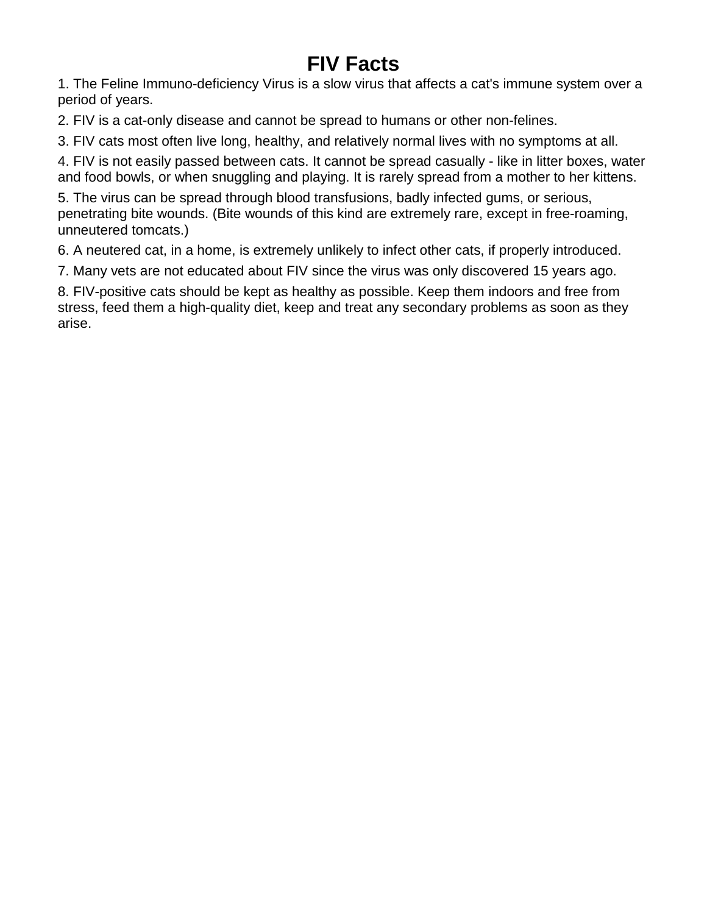# FIV Facts

1. The Feline Immuno-deficiency Virus is a slow virus that affects a cat's immune system over a period of years.
2. FIV is a cat-only disease and cannot be spread to humans or other non-felines.
3. FIV cats most often live long, healthy, and relatively normal lives with no symptoms at all.
4. FIV is not easily passed between cats. It cannot be spread casually - like in litter boxes, water and food bowls, or when snuggling and playing. It is rarely spread from a mother to her kittens.
5. The virus can be spread through blood transfusions, badly infected gums, or serious, penetrating bite wounds. (Bite wounds of this kind are extremely rare, except in free-roaming, unneutered tomcats.)
6. A neutered cat, in a home, is extremely unlikely to infect other cats, if properly introduced.
7. Many vets are not educated about FIV since the virus was only discovered 15 years ago.
8. FIV-positive cats should be kept as healthy as possible. Keep them indoors and free from stress, feed them a high-quality diet, keep and treat any secondary problems as soon as they arise.